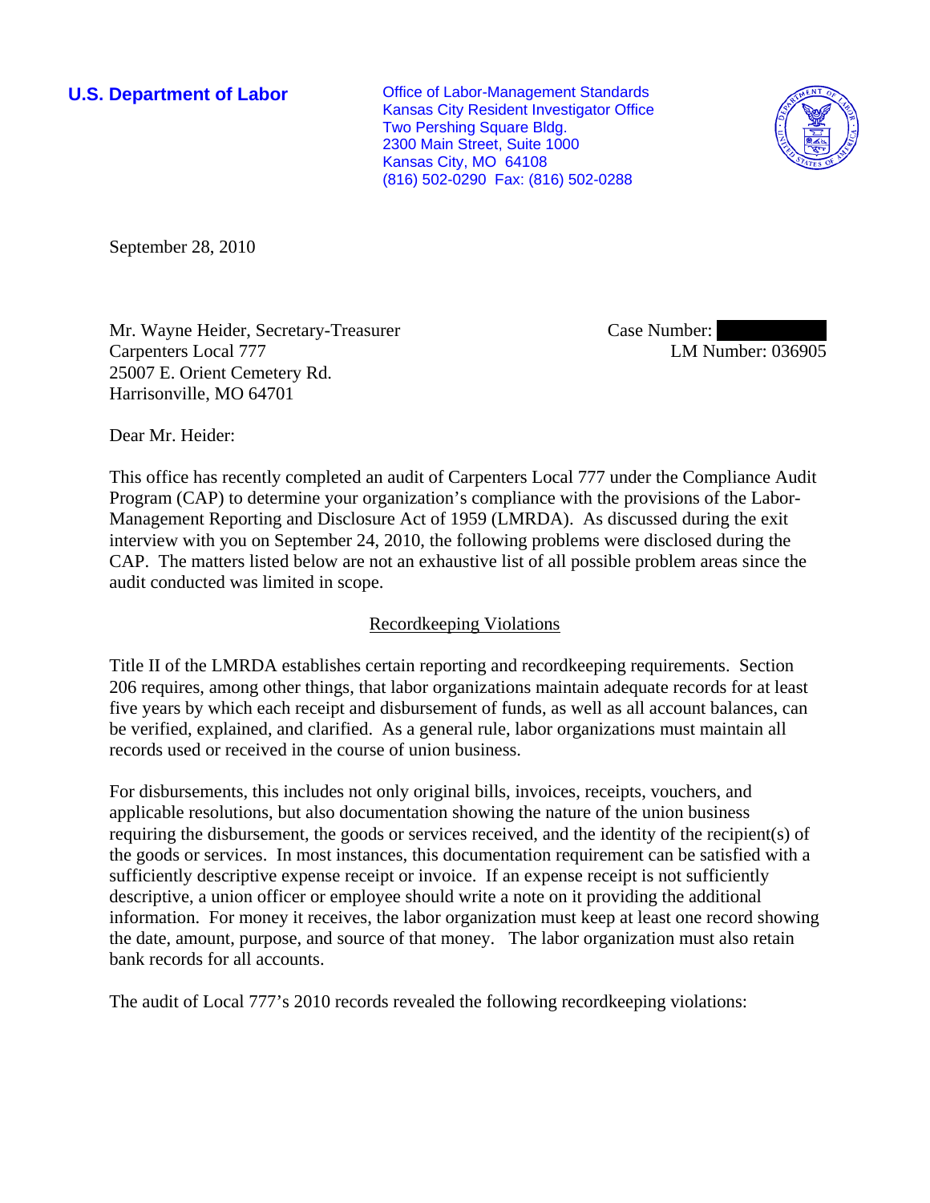**U.S. Department of Labor**

Office of Labor-Management Standards
Kansas City Resident Investigator Office
Two Pershing Square Bldg.
2300 Main Street, Suite 1000
Kansas City, MO 64108
(816) 502-0290 Fax: (816) 502-0288

September 28, 2010

Mr. Wayne Heider, Secretary-Treasurer
Carpenters Local 777
25007 E. Orient Cemetery Rd.
Harrisonville, MO 64701

Case Number:
LM Number: 036905

Dear Mr. Heider:

This office has recently completed an audit of Carpenters Local 777 under the Compliance Audit Program (CAP) to determine your organization's compliance with the provisions of the Labor-Management Reporting and Disclosure Act of 1959 (LMRDA). As discussed during the exit interview with you on September 24, 2010, the following problems were disclosed during the CAP. The matters listed below are not an exhaustive list of all possible problem areas since the audit conducted was limited in scope.

## Recordkeeping Violations

Title II of the LMRDA establishes certain reporting and recordkeeping requirements. Section 206 requires, among other things, that labor organizations maintain adequate records for at least five years by which each receipt and disbursement of funds, as well as all account balances, can be verified, explained, and clarified. As a general rule, labor organizations must maintain all records used or received in the course of union business.

For disbursements, this includes not only original bills, invoices, receipts, vouchers, and applicable resolutions, but also documentation showing the nature of the union business requiring the disbursement, the goods or services received, and the identity of the recipient(s) of the goods or services. In most instances, this documentation requirement can be satisfied with a sufficiently descriptive expense receipt or invoice. If an expense receipt is not sufficiently descriptive, a union officer or employee should write a note on it providing the additional information. For money it receives, the labor organization must keep at least one record showing the date, amount, purpose, and source of that money. The labor organization must also retain bank records for all accounts.

The audit of Local 777's 2010 records revealed the following recordkeeping violations: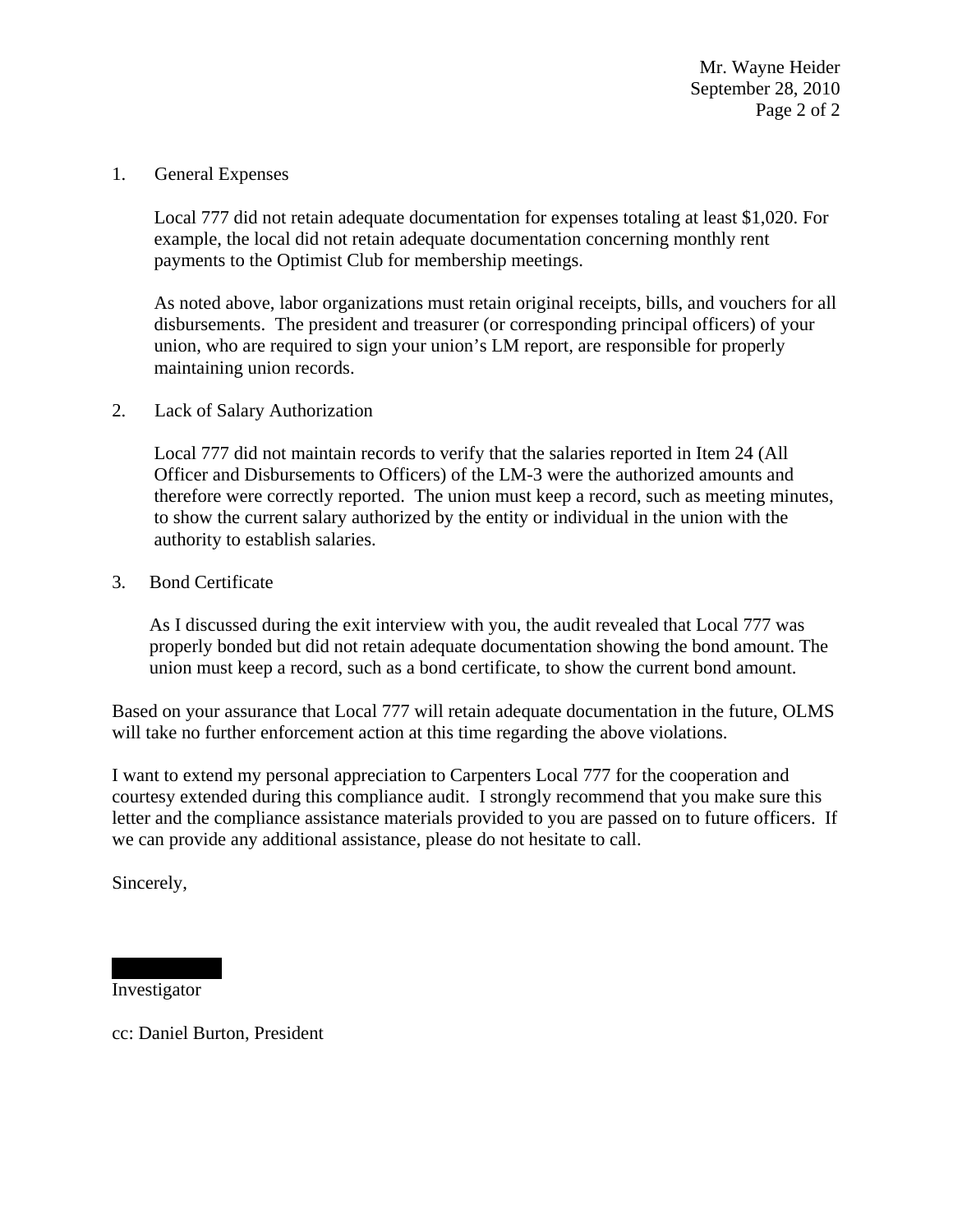1. General Expenses

   Local 777 did not retain adequate documentation for expenses totaling at least $1,020. For example, the local did not retain adequate documentation concerning monthly rent payments to the Optimist Club for membership meetings.

   As noted above, labor organizations must retain original receipts, bills, and vouchers for all disbursements. The president and treasurer (or corresponding principal officers) of your union, who are required to sign your union's LM report, are responsible for properly maintaining union records.

2. Lack of Salary Authorization

   Local 777 did not maintain records to verify that the salaries reported in Item 24 (All Officer and Disbursements to Officers) of the LM-3 were the authorized amounts and therefore were correctly reported. The union must keep a record, such as meeting minutes, to show the current salary authorized by the entity or individual in the union with the authority to establish salaries.

3. Bond Certificate

   As I discussed during the exit interview with you, the audit revealed that Local 777 was properly bonded but did not retain adequate documentation showing the bond amount. The union must keep a record, such as a bond certificate, to show the current bond amount.

Based on your assurance that Local 777 will retain adequate documentation in the future, OLMS will take no further enforcement action at this time regarding the above violations.

I want to extend my personal appreciation to Carpenters Local 777 for the cooperation and courtesy extended during this compliance audit. I strongly recommend that you make sure this letter and the compliance assistance materials provided to you are passed on to future officers. If we can provide any additional assistance, please do not hesitate to call.

Sincerely,

Investigator

cc: Daniel Burton, President